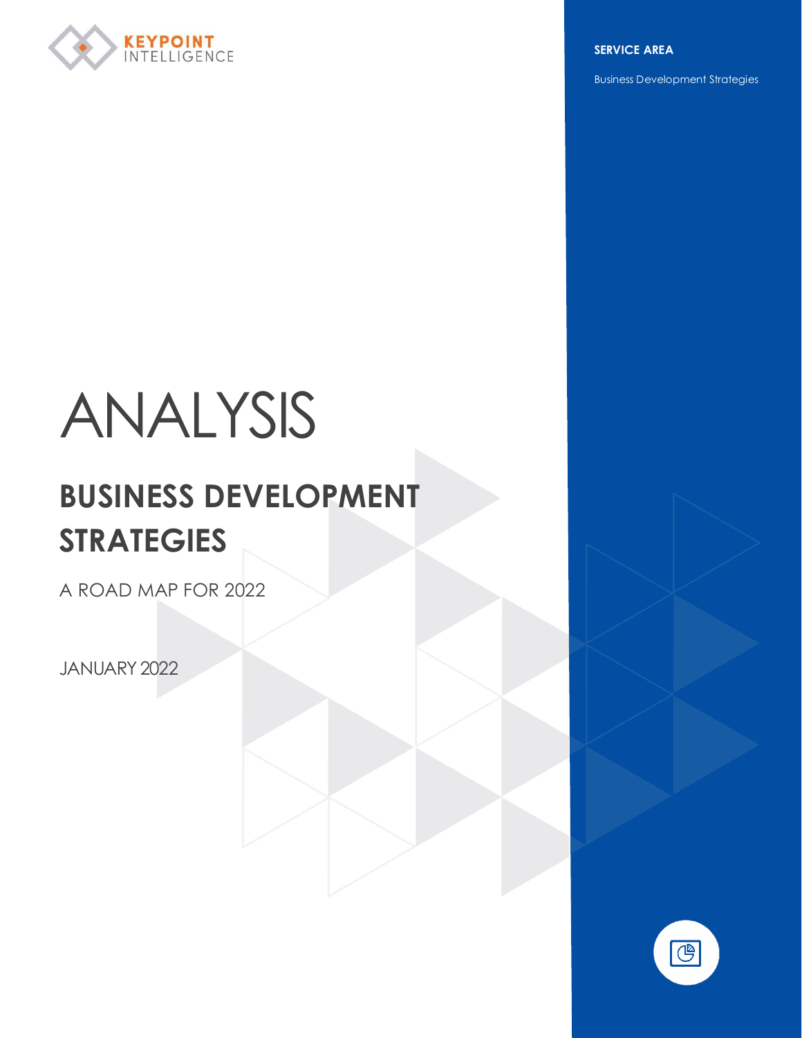KEYPOINT INTELLIGENCE

**SERVICE AREA**

Business Development Strategies

# ANALYSIS

## BUSINESS DEVELOPMENT STRATEGIES

A ROAD MAP FOR 2022

JANUARY 2022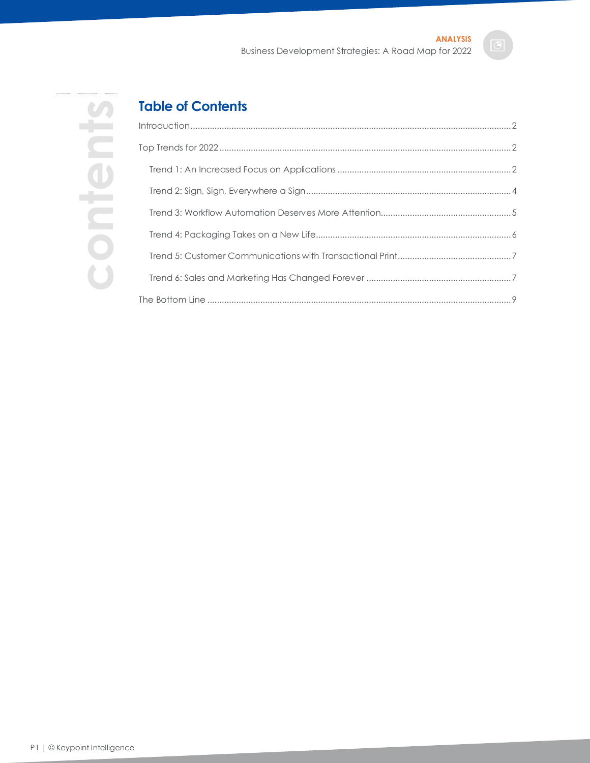## Table of Contents

Introduction .......... 2

Top Trends for 2022 .......... 2

- Trend 1: An Increased Focus on Applications .......... 2
- Trend 2: Sign, Sign, Everywhere a Sign .......... 4
- Trend 3: Workflow Automation Deserves More Attention .......... 5
- Trend 4: Packaging Takes on a New Life .......... 6
- Trend 5: Customer Communications with Transactional Print .......... 7
- Trend 6: Sales and Marketing Has Changed Forever .......... 7

The Bottom Line .......... 9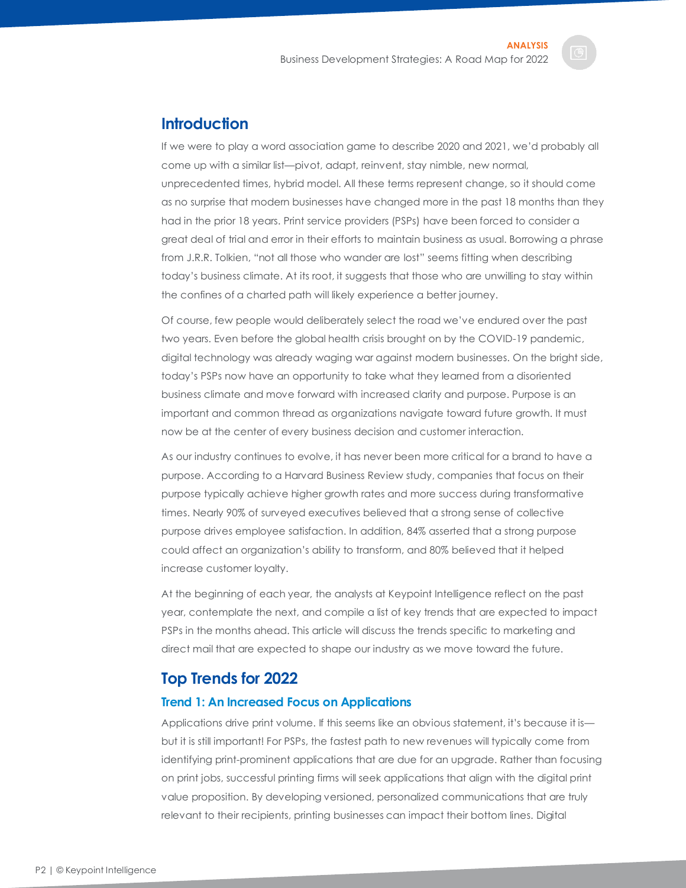## Introduction

If we were to play a word association game to describe 2020 and 2021, we'd probably all come up with a similar list—pivot, adapt, reinvent, stay nimble, new normal, unprecedented times, hybrid model. All these terms represent change, so it should come as no surprise that modern businesses have changed more in the past 18 months than they had in the prior 18 years. Print service providers (PSPs) have been forced to consider a great deal of trial and error in their efforts to maintain business as usual. Borrowing a phrase from J.R.R. Tolkien, "not all those who wander are lost" seems fitting when describing today's business climate. At its root, it suggests that those who are unwilling to stay within the confines of a charted path will likely experience a better journey.

Of course, few people would deliberately select the road we've endured over the past two years. Even before the global health crisis brought on by the COVID-19 pandemic, digital technology was already waging war against modern businesses. On the bright side, today's PSPs now have an opportunity to take what they learned from a disoriented business climate and move forward with increased clarity and purpose. Purpose is an important and common thread as organizations navigate toward future growth. It must now be at the center of every business decision and customer interaction.

As our industry continues to evolve, it has never been more critical for a brand to have a purpose. According to a Harvard Business Review study, companies that focus on their purpose typically achieve higher growth rates and more success during transformative times. Nearly 90% of surveyed executives believed that a strong sense of collective purpose drives employee satisfaction. In addition, 84% asserted that a strong purpose could affect an organization's ability to transform, and 80% believed that it helped increase customer loyalty.

At the beginning of each year, the analysts at Keypoint Intelligence reflect on the past year, contemplate the next, and compile a list of key trends that are expected to impact PSPs in the months ahead. This article will discuss the trends specific to marketing and direct mail that are expected to shape our industry as we move toward the future.

## Top Trends for 2022

### Trend 1: An Increased Focus on Applications

Applications drive print volume. If this seems like an obvious statement, it's because it is—but it is still important! For PSPs, the fastest path to new revenues will typically come from identifying print-prominent applications that are due for an upgrade. Rather than focusing on print jobs, successful printing firms will seek applications that align with the digital print value proposition. By developing versioned, personalized communications that are truly relevant to their recipients, printing businesses can impact their bottom lines. Digital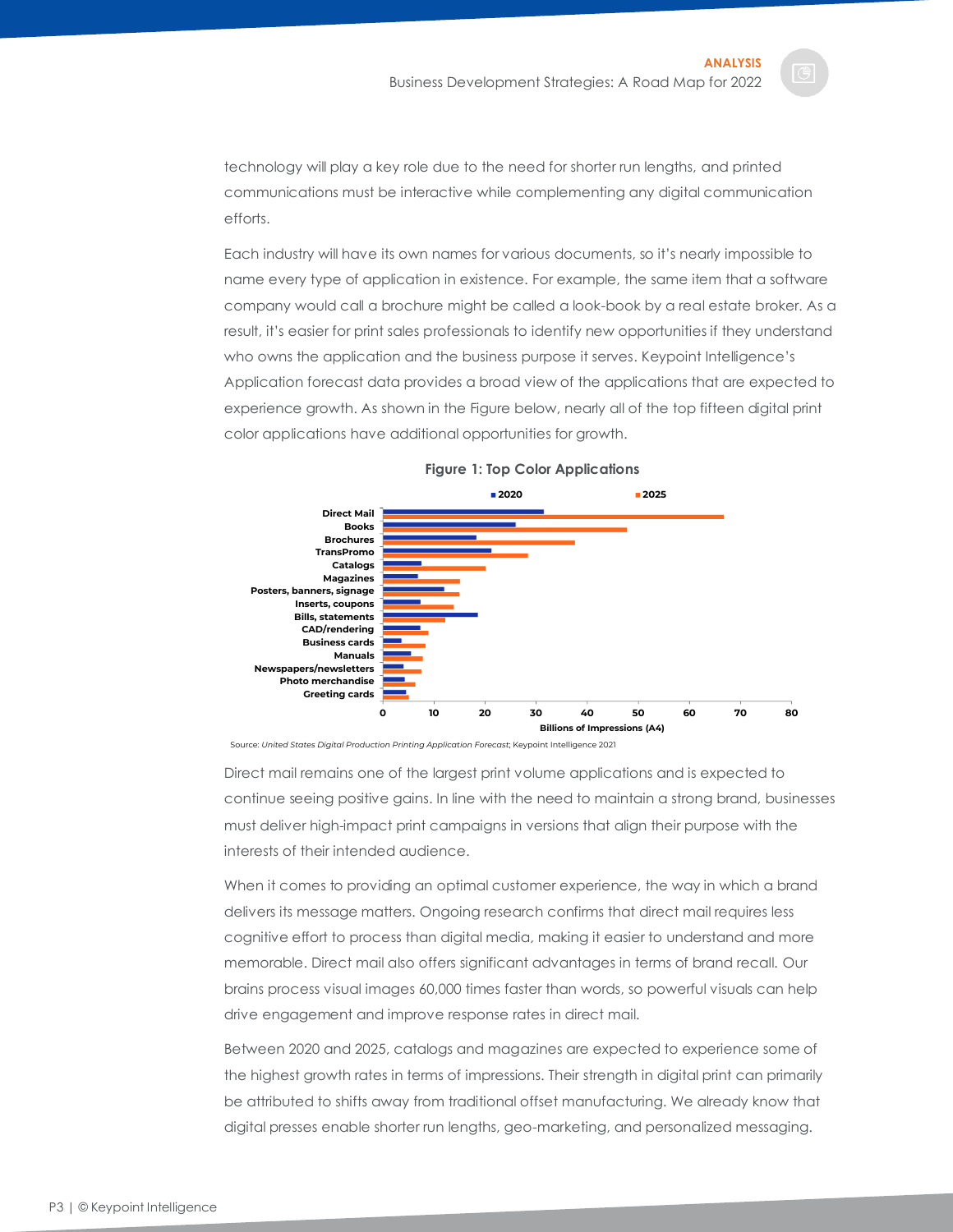technology will play a key role due to the need for shorter run lengths, and printed communications must be interactive while complementing any digital communication efforts.

Each industry will have its own names for various documents, so it's nearly impossible to name every type of application in existence. For example, the same item that a software company would call a brochure might be called a look-book by a real estate broker. As a result, it's easier for print sales professionals to identify new opportunities if they understand who owns the application and the business purpose it serves. Keypoint Intelligence's Application forecast data provides a broad view of the applications that are expected to experience growth. As shown in the Figure below, nearly all of the top fifteen digital print color applications have additional opportunities for growth.

**Figure 1: Top Color Applications**

Source: *United States Digital Production Printing Application Forecast*; Keypoint Intelligence 2021

Direct mail remains one of the largest print volume applications and is expected to continue seeing positive gains. In line with the need to maintain a strong brand, businesses must deliver high-impact print campaigns in versions that align their purpose with the interests of their intended audience.

When it comes to providing an optimal customer experience, the way in which a brand delivers its message matters. Ongoing research confirms that direct mail requires less cognitive effort to process than digital media, making it easier to understand and more memorable. Direct mail also offers significant advantages in terms of brand recall. Our brains process visual images 60,000 times faster than words, so powerful visuals can help drive engagement and improve response rates in direct mail.

Between 2020 and 2025, catalogs and magazines are expected to experience some of the highest growth rates in terms of impressions. Their strength in digital print can primarily be attributed to shifts away from traditional offset manufacturing. We already know that digital presses enable shorter run lengths, geo-marketing, and personalized messaging.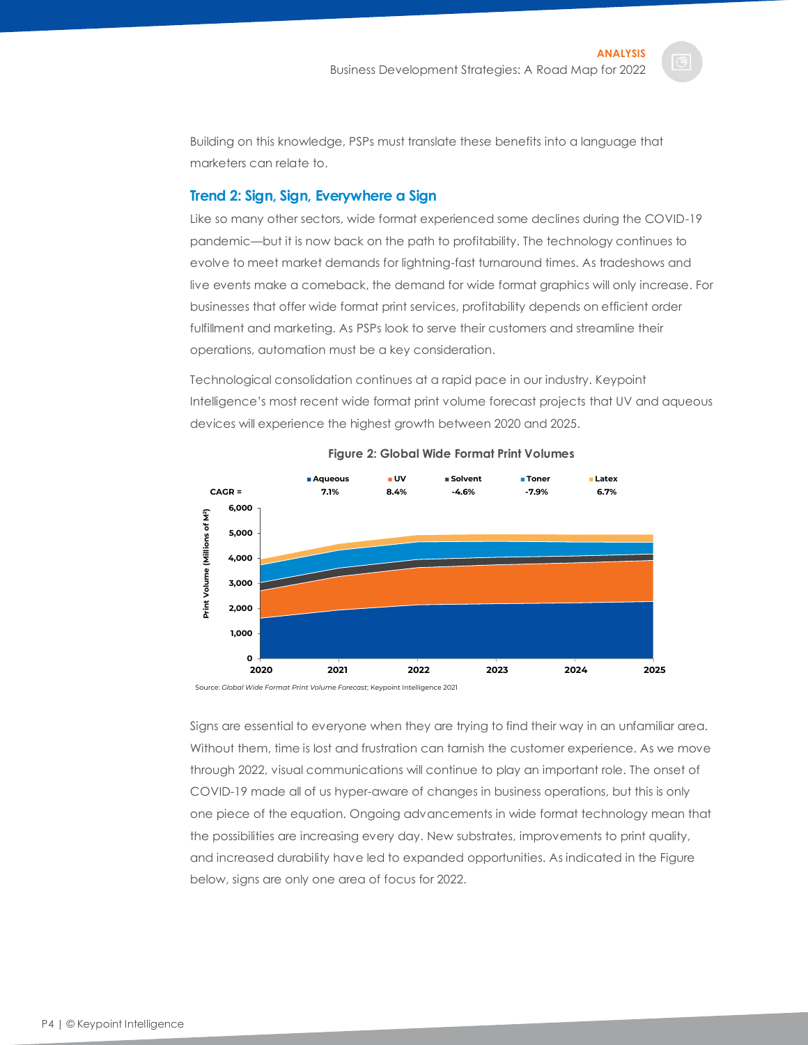Building on this knowledge, PSPs must translate these benefits into a language that marketers can relate to.

## Trend 2: Sign, Sign, Everywhere a Sign

Like so many other sectors, wide format experienced some declines during the COVID-19 pandemic—but it is now back on the path to profitability. The technology continues to evolve to meet market demands for lightning-fast turnaround times. As tradeshows and live events make a comeback, the demand for wide format graphics will only increase. For businesses that offer wide format print services, profitability depends on efficient order fulfillment and marketing. As PSPs look to serve their customers and streamline their operations, automation must be a key consideration.

Technological consolidation continues at a rapid pace in our industry. Keypoint Intelligence's most recent wide format print volume forecast projects that UV and aqueous devices will experience the highest growth between 2020 and 2025.

**Figure 2: Global Wide Format Print Volumes**

| CAGR = | Aqueous | UV | Solvent | Toner | Latex |
|---|---|---|---|---|---|
| | 7.1% | 8.4% | -4.6% | -7.9% | 6.7% |

Source: *Global Wide Format Print Volume Forecast*; Keypoint Intelligence 2021

Signs are essential to everyone when they are trying to find their way in an unfamiliar area. Without them, time is lost and frustration can tarnish the customer experience. As we move through 2022, visual communications will continue to play an important role. The onset of COVID-19 made all of us hyper-aware of changes in business operations, but this is only one piece of the equation. Ongoing advancements in wide format technology mean that the possibilities are increasing every day. New substrates, improvements to print quality, and increased durability have led to expanded opportunities. As indicated in the Figure below, signs are only one area of focus for 2022.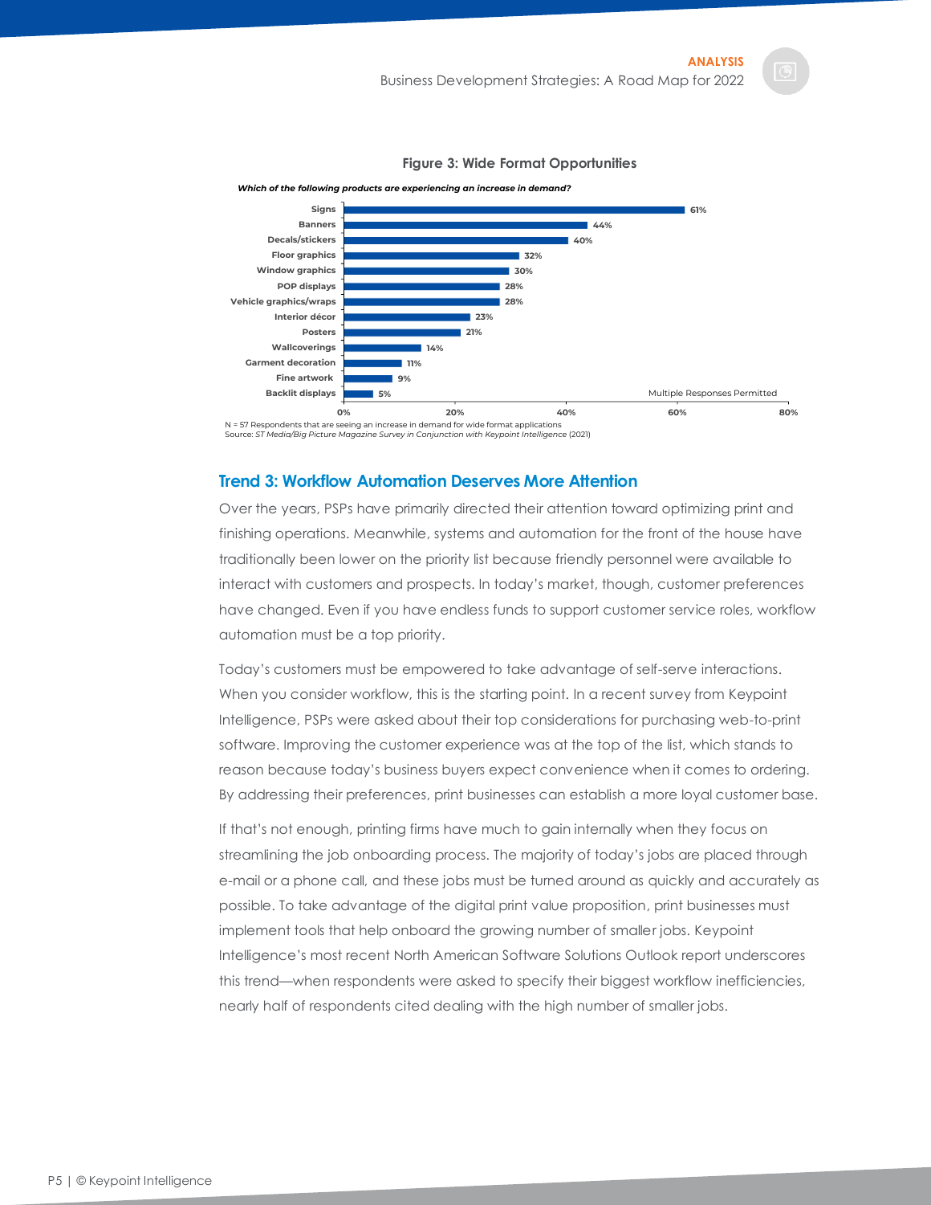**Figure 3: Wide Format Opportunities**

***Which of the following products are experiencing an increase in demand?***

| Product | Percentage |
|---|---|
| Signs | 61% |
| Banners | 44% |
| Decals/stickers | 40% |
| Floor graphics | 32% |
| Window graphics | 30% |
| POP displays | 28% |
| Vehicle graphics/wraps | 28% |
| Interior décor | 23% |
| Posters | 21% |
| Wallcoverings | 14% |
| Garment decoration | 11% |
| Fine artwork | 9% |
| Backlit displays | 5% |

Multiple Responses Permitted

N = 57 Respondents that are seeing an increase in demand for wide format applications
Source: *ST Media/Big Picture Magazine Survey in Conjunction with Keypoint Intelligence* (2021)

## Trend 3: Workflow Automation Deserves More Attention

Over the years, PSPs have primarily directed their attention toward optimizing print and finishing operations. Meanwhile, systems and automation for the front of the house have traditionally been lower on the priority list because friendly personnel were available to interact with customers and prospects. In today's market, though, customer preferences have changed. Even if you have endless funds to support customer service roles, workflow automation must be a top priority.

Today's customers must be empowered to take advantage of self-serve interactions. When you consider workflow, this is the starting point. In a recent survey from Keypoint Intelligence, PSPs were asked about their top considerations for purchasing web-to-print software. Improving the customer experience was at the top of the list, which stands to reason because today's business buyers expect convenience when it comes to ordering. By addressing their preferences, print businesses can establish a more loyal customer base.

If that's not enough, printing firms have much to gain internally when they focus on streamlining the job onboarding process. The majority of today's jobs are placed through e-mail or a phone call, and these jobs must be turned around as quickly and accurately as possible. To take advantage of the digital print value proposition, print businesses must implement tools that help onboard the growing number of smaller jobs. Keypoint Intelligence's most recent North American Software Solutions Outlook report underscores this trend—when respondents were asked to specify their biggest workflow inefficiencies, nearly half of respondents cited dealing with the high number of smaller jobs.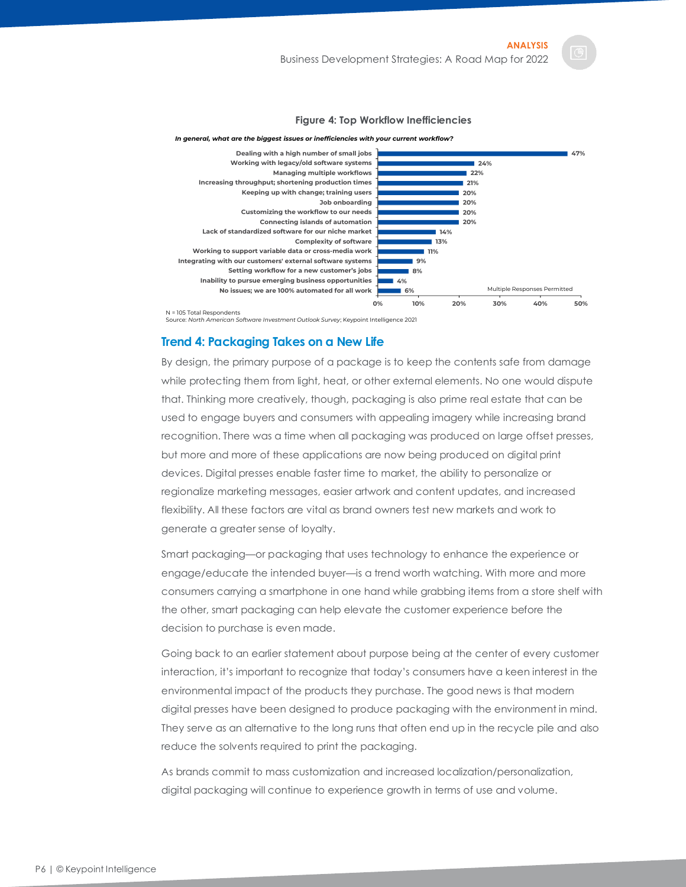**Figure 4: Top Workflow Inefficiencies**

*In general, what are the biggest issues or inefficiencies with your current workflow?*

| Issue | Percentage |
| --- | --- |
| Dealing with a high number of small jobs | 47% |
| Working with legacy/old software systems | 24% |
| Managing multiple workflows | 22% |
| Increasing throughput; shortening production times | 21% |
| Keeping up with change; training users | 20% |
| Job onboarding | 20% |
| Customizing the workflow to our needs | 20% |
| Connecting islands of automation | 20% |
| Lack of standardized software for our niche market | 14% |
| Complexity of software | 13% |
| Working to support variable data or cross-media work | 11% |
| Integrating with our customers' external software systems | 9% |
| Setting workflow for a new customer's jobs | 8% |
| Inability to pursue emerging business opportunities | 4% |
| No issues; we are 100% automated for all work | 6% |

Multiple Responses Permitted

N = 105 Total Respondents
Source: *North American Software Investment Outlook Survey*; Keypoint Intelligence 2021

## Trend 4: Packaging Takes on a New Life

By design, the primary purpose of a package is to keep the contents safe from damage while protecting them from light, heat, or other external elements. No one would dispute that. Thinking more creatively, though, packaging is also prime real estate that can be used to engage buyers and consumers with appealing imagery while increasing brand recognition. There was a time when all packaging was produced on large offset presses, but more and more of these applications are now being produced on digital print devices. Digital presses enable faster time to market, the ability to personalize or regionalize marketing messages, easier artwork and content updates, and increased flexibility. All these factors are vital as brand owners test new markets and work to generate a greater sense of loyalty.

Smart packaging—or packaging that uses technology to enhance the experience or engage/educate the intended buyer—is a trend worth watching. With more and more consumers carrying a smartphone in one hand while grabbing items from a store shelf with the other, smart packaging can help elevate the customer experience before the decision to purchase is even made.

Going back to an earlier statement about purpose being at the center of every customer interaction, it's important to recognize that today's consumers have a keen interest in the environmental impact of the products they purchase. The good news is that modern digital presses have been designed to produce packaging with the environment in mind. They serve as an alternative to the long runs that often end up in the recycle pile and also reduce the solvents required to print the packaging.

As brands commit to mass customization and increased localization/personalization, digital packaging will continue to experience growth in terms of use and volume.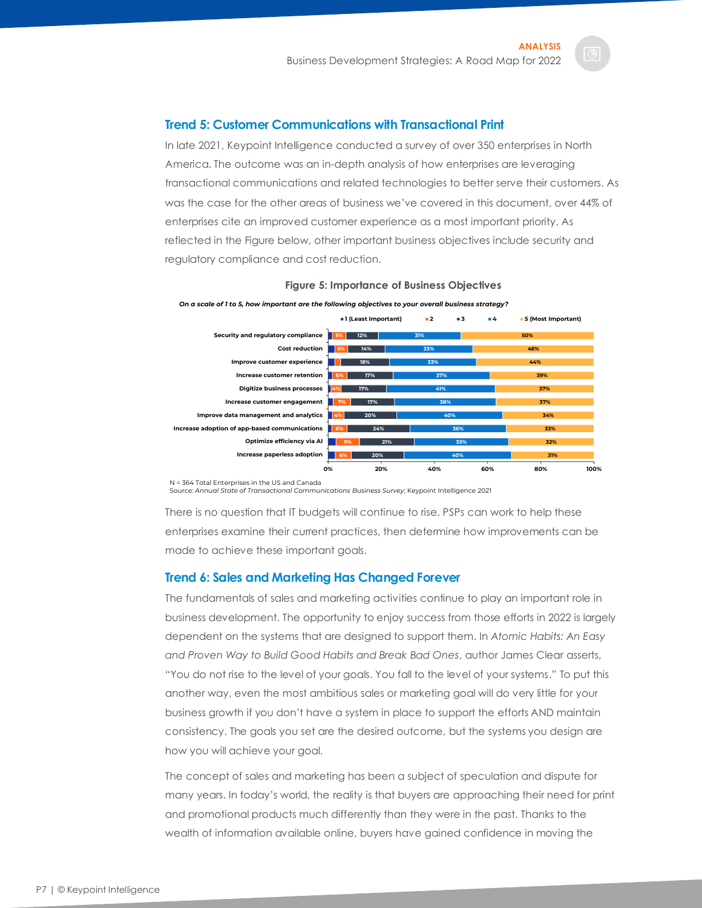## Trend 5: Customer Communications with Transactional Print

In late 2021, Keypoint Intelligence conducted a survey of over 350 enterprises in North America. The outcome was an in-depth analysis of how enterprises are leveraging transactional communications and related technologies to better serve their customers. As was the case for the other areas of business we've covered in this document, over 44% of enterprises cite an improved customer experience as a most important priority. As reflected in the Figure below, other important business objectives include security and regulatory compliance and cost reduction.

**Figure 5: Importance of Business Objectives**

*On a scale of 1 to 5, how important are the following objectives to your overall business strategy?*

| Objective | 1 (Least Important) | 2 | 3 | 4 | 5 (Most Important) |
|---|---|---|---|---|---|
| Security and regulatory compliance | | 5% | 12% | 31% | 50% |
| Cost reduction | | 5% | 14% | 33% | 46% |
| Improve customer experience | | | 18% | 33% | 44% |
| Increase customer retention | | 6% | 17% | 37% | 39% |
| Digitize business processes | | 4% | 17% | 41% | 37% |
| Increase customer engagement | | 7% | 17% | 38% | 37% |
| Improve data management and analytics | | 4% | 20% | 40% | 34% |
| Increase adoption of app-based communications | | 6% | 24% | 36% | 33% |
| Optimize efficiency via AI | | 9% | 21% | 35% | 32% |
| Increase paperless adoption | | 6% | 20% | 40% | 31% |

N = 364 Total Enterprises in the US and Canada
Source: *Annual State of Transactional Communications Business Survey*; Keypoint Intelligence 2021

There is no question that IT budgets will continue to rise. PSPs can work to help these enterprises examine their current practices, then determine how improvements can be made to achieve these important goals.

## Trend 6: Sales and Marketing Has Changed Forever

The fundamentals of sales and marketing activities continue to play an important role in business development. The opportunity to enjoy success from those efforts in 2022 is largely dependent on the systems that are designed to support them. In *Atomic Habits: An Easy and Proven Way to Build Good Habits and Break Bad Ones*, author James Clear asserts, "You do not rise to the level of your goals. You fall to the level of your systems." To put this another way, even the most ambitious sales or marketing goal will do very little for your business growth if you don't have a system in place to support the efforts AND maintain consistency. The goals you set are the desired outcome, but the systems you design are how you will achieve your goal.

The concept of sales and marketing has been a subject of speculation and dispute for many years. In today's world, the reality is that buyers are approaching their need for print and promotional products much differently than they were in the past. Thanks to the wealth of information available online, buyers have gained confidence in moving the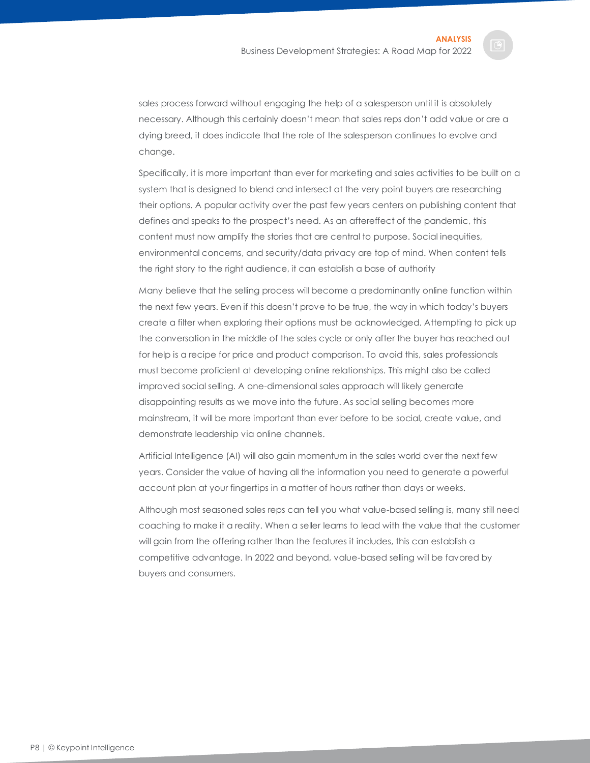sales process forward without engaging the help of a salesperson until it is absolutely necessary. Although this certainly doesn't mean that sales reps don't add value or are a dying breed, it does indicate that the role of the salesperson continues to evolve and change.

Specifically, it is more important than ever for marketing and sales activities to be built on a system that is designed to blend and intersect at the very point buyers are researching their options. A popular activity over the past few years centers on publishing content that defines and speaks to the prospect's need. As an aftereffect of the pandemic, this content must now amplify the stories that are central to purpose. Social inequities, environmental concerns, and security/data privacy are top of mind. When content tells the right story to the right audience, it can establish a base of authority

Many believe that the selling process will become a predominantly online function within the next few years. Even if this doesn't prove to be true, the way in which today's buyers create a filter when exploring their options must be acknowledged. Attempting to pick up the conversation in the middle of the sales cycle or only after the buyer has reached out for help is a recipe for price and product comparison. To avoid this, sales professionals must become proficient at developing online relationships. This might also be called improved social selling. A one-dimensional sales approach will likely generate disappointing results as we move into the future. As social selling becomes more mainstream, it will be more important than ever before to be social, create value, and demonstrate leadership via online channels.

Artificial Intelligence (AI) will also gain momentum in the sales world over the next few years. Consider the value of having all the information you need to generate a powerful account plan at your fingertips in a matter of hours rather than days or weeks.

Although most seasoned sales reps can tell you what value-based selling is, many still need coaching to make it a reality. When a seller learns to lead with the value that the customer will gain from the offering rather than the features it includes, this can establish a competitive advantage. In 2022 and beyond, value-based selling will be favored by buyers and consumers.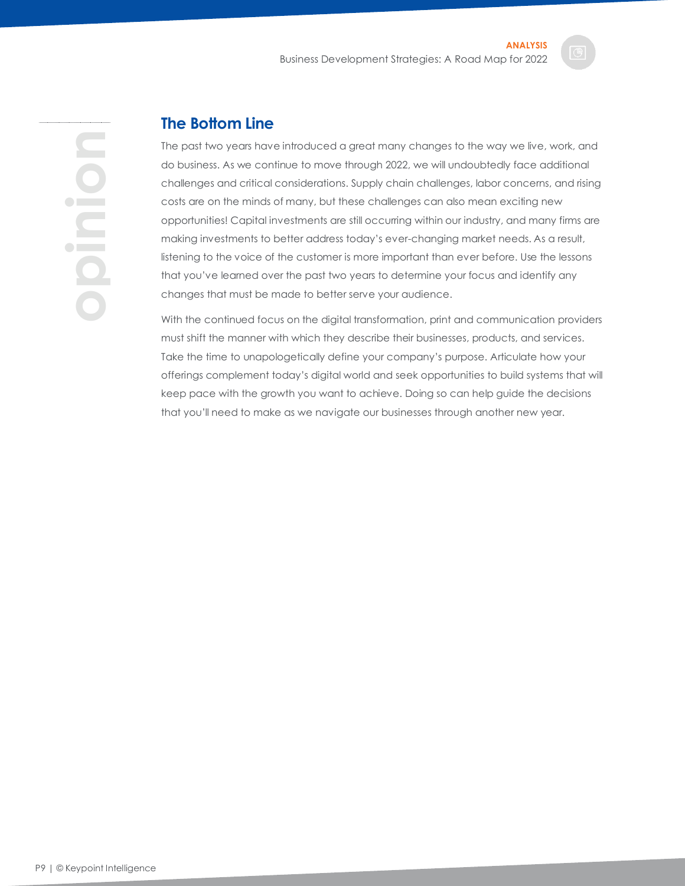## The Bottom Line

The past two years have introduced a great many changes to the way we live, work, and do business. As we continue to move through 2022, we will undoubtedly face additional challenges and critical considerations. Supply chain challenges, labor concerns, and rising costs are on the minds of many, but these challenges can also mean exciting new opportunities! Capital investments are still occurring within our industry, and many firms are making investments to better address today's ever-changing market needs. As a result, listening to the voice of the customer is more important than ever before. Use the lessons that you've learned over the past two years to determine your focus and identify any changes that must be made to better serve your audience.

With the continued focus on the digital transformation, print and communication providers must shift the manner with which they describe their businesses, products, and services. Take the time to unapologetically define your company's purpose. Articulate how your offerings complement today's digital world and seek opportunities to build systems that will keep pace with the growth you want to achieve. Doing so can help guide the decisions that you'll need to make as we navigate our businesses through another new year.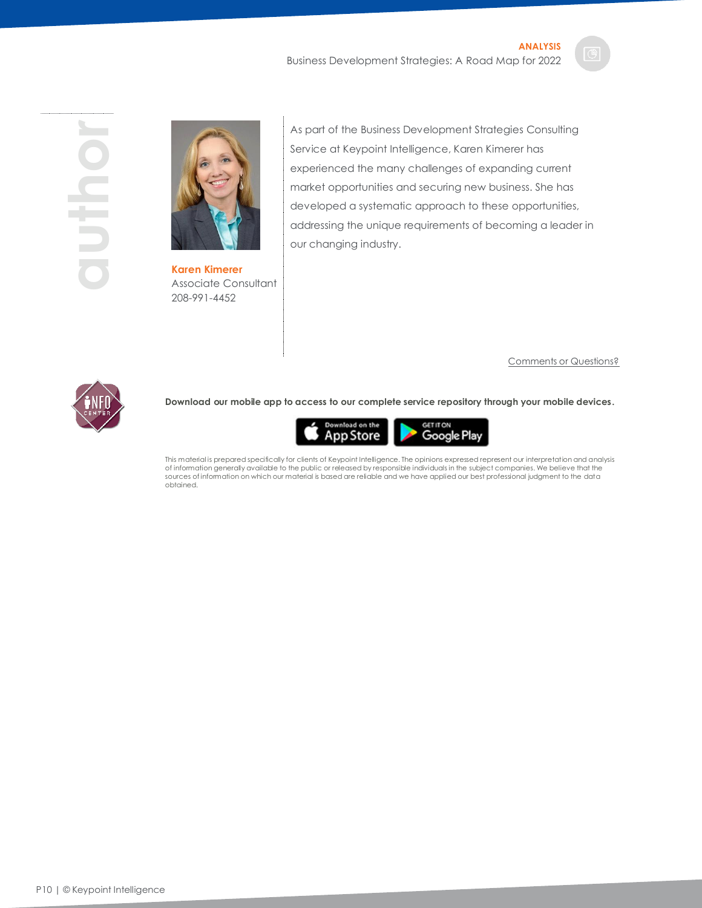# author

**Karen Kimerer**
Associate Consultant
208-991-4452

As part of the Business Development Strategies Consulting Service at Keypoint Intelligence, Karen Kimerer has experienced the many challenges of expanding current market opportunities and securing new business. She has developed a systematic approach to these opportunities, addressing the unique requirements of becoming a leader in our changing industry.

Comments or Questions?

**Download our mobile app to access to our complete service repository through your mobile devices.**

This material is prepared specifically for clients of Keypoint Intelligence. The opinions expressed represent our interpretation and analysis of information generally available to the public or released by responsible individuals in the subject companies. We believe that the sources of information on which our material is based are reliable and we have applied our best professional judgment to the data obtained.